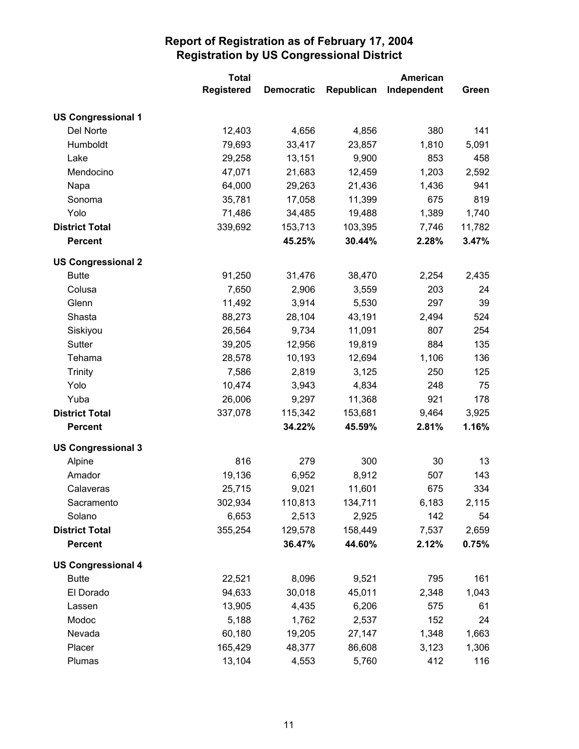# Report of Registration as of February 17, 2004
## Registration by US Congressional District

| | Total Registered | Democratic | Republican | American Independent | Green |
|---|---|---|---|---|---|
| **US Congressional 1** | | | | | |
| Del Norte | 12,403 | 4,656 | 4,856 | 380 | 141 |
| Humboldt | 79,693 | 33,417 | 23,857 | 1,810 | 5,091 |
| Lake | 29,258 | 13,151 | 9,900 | 853 | 458 |
| Mendocino | 47,071 | 21,683 | 12,459 | 1,203 | 2,592 |
| Napa | 64,000 | 29,263 | 21,436 | 1,436 | 941 |
| Sonoma | 35,781 | 17,058 | 11,399 | 675 | 819 |
| Yolo | 71,486 | 34,485 | 19,488 | 1,389 | 1,740 |
| **District Total** | 339,692 | 153,713 | 103,395 | 7,746 | 11,782 |
| **Percent** | | **45.25%** | **30.44%** | **2.28%** | **3.47%** |
| **US Congressional 2** | | | | | |
| Butte | 91,250 | 31,476 | 38,470 | 2,254 | 2,435 |
| Colusa | 7,650 | 2,906 | 3,559 | 203 | 24 |
| Glenn | 11,492 | 3,914 | 5,530 | 297 | 39 |
| Shasta | 88,273 | 28,104 | 43,191 | 2,494 | 524 |
| Siskiyou | 26,564 | 9,734 | 11,091 | 807 | 254 |
| Sutter | 39,205 | 12,956 | 19,819 | 884 | 135 |
| Tehama | 28,578 | 10,193 | 12,694 | 1,106 | 136 |
| Trinity | 7,586 | 2,819 | 3,125 | 250 | 125 |
| Yolo | 10,474 | 3,943 | 4,834 | 248 | 75 |
| Yuba | 26,006 | 9,297 | 11,368 | 921 | 178 |
| **District Total** | 337,078 | 115,342 | 153,681 | 9,464 | 3,925 |
| **Percent** | | **34.22%** | **45.59%** | **2.81%** | **1.16%** |
| **US Congressional 3** | | | | | |
| Alpine | 816 | 279 | 300 | 30 | 13 |
| Amador | 19,136 | 6,952 | 8,912 | 507 | 143 |
| Calaveras | 25,715 | 9,021 | 11,601 | 675 | 334 |
| Sacramento | 302,934 | 110,813 | 134,711 | 6,183 | 2,115 |
| Solano | 6,653 | 2,513 | 2,925 | 142 | 54 |
| **District Total** | 355,254 | 129,578 | 158,449 | 7,537 | 2,659 |
| **Percent** | | **36.47%** | **44.60%** | **2.12%** | **0.75%** |
| **US Congressional 4** | | | | | |
| Butte | 22,521 | 8,096 | 9,521 | 795 | 161 |
| El Dorado | 94,633 | 30,018 | 45,011 | 2,348 | 1,043 |
| Lassen | 13,905 | 4,435 | 6,206 | 575 | 61 |
| Modoc | 5,188 | 1,762 | 2,537 | 152 | 24 |
| Nevada | 60,180 | 19,205 | 27,147 | 1,348 | 1,663 |
| Placer | 165,429 | 48,377 | 86,608 | 3,123 | 1,306 |
| Plumas | 13,104 | 4,553 | 5,760 | 412 | 116 |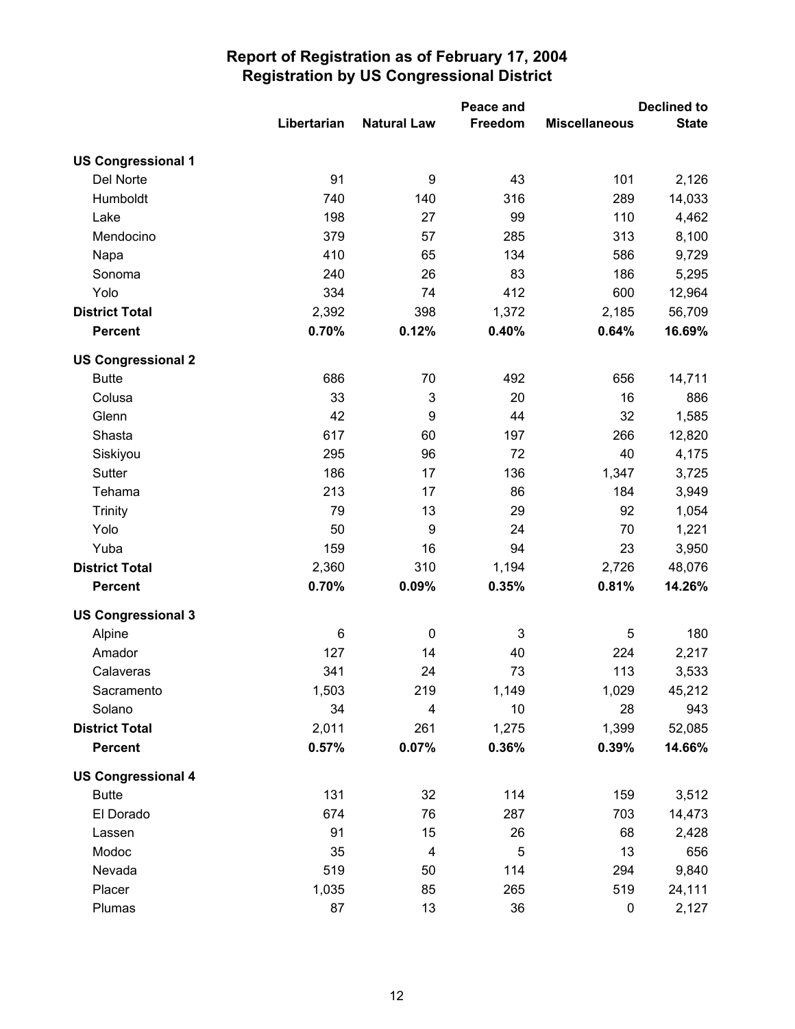# Report of Registration as of February 17, 2004
## Registration by US Congressional District

| | Libertarian | Natural Law | Peace and Freedom | Miscellaneous | Declined to State |
|---|---|---|---|---|---|
| **US Congressional 1** | | | | | |
| Del Norte | 91 | 9 | 43 | 101 | 2,126 |
| Humboldt | 740 | 140 | 316 | 289 | 14,033 |
| Lake | 198 | 27 | 99 | 110 | 4,462 |
| Mendocino | 379 | 57 | 285 | 313 | 8,100 |
| Napa | 410 | 65 | 134 | 586 | 9,729 |
| Sonoma | 240 | 26 | 83 | 186 | 5,295 |
| Yolo | 334 | 74 | 412 | 600 | 12,964 |
| **District Total** | 2,392 | 398 | 1,372 | 2,185 | 56,709 |
| **Percent** | **0.70%** | **0.12%** | **0.40%** | **0.64%** | **16.69%** |
| **US Congressional 2** | | | | | |
| Butte | 686 | 70 | 492 | 656 | 14,711 |
| Colusa | 33 | 3 | 20 | 16 | 886 |
| Glenn | 42 | 9 | 44 | 32 | 1,585 |
| Shasta | 617 | 60 | 197 | 266 | 12,820 |
| Siskiyou | 295 | 96 | 72 | 40 | 4,175 |
| Sutter | 186 | 17 | 136 | 1,347 | 3,725 |
| Tehama | 213 | 17 | 86 | 184 | 3,949 |
| Trinity | 79 | 13 | 29 | 92 | 1,054 |
| Yolo | 50 | 9 | 24 | 70 | 1,221 |
| Yuba | 159 | 16 | 94 | 23 | 3,950 |
| **District Total** | 2,360 | 310 | 1,194 | 2,726 | 48,076 |
| **Percent** | **0.70%** | **0.09%** | **0.35%** | **0.81%** | **14.26%** |
| **US Congressional 3** | | | | | |
| Alpine | 6 | 0 | 3 | 5 | 180 |
| Amador | 127 | 14 | 40 | 224 | 2,217 |
| Calaveras | 341 | 24 | 73 | 113 | 3,533 |
| Sacramento | 1,503 | 219 | 1,149 | 1,029 | 45,212 |
| Solano | 34 | 4 | 10 | 28 | 943 |
| **District Total** | 2,011 | 261 | 1,275 | 1,399 | 52,085 |
| **Percent** | **0.57%** | **0.07%** | **0.36%** | **0.39%** | **14.66%** |
| **US Congressional 4** | | | | | |
| Butte | 131 | 32 | 114 | 159 | 3,512 |
| El Dorado | 674 | 76 | 287 | 703 | 14,473 |
| Lassen | 91 | 15 | 26 | 68 | 2,428 |
| Modoc | 35 | 4 | 5 | 13 | 656 |
| Nevada | 519 | 50 | 114 | 294 | 9,840 |
| Placer | 1,035 | 85 | 265 | 519 | 24,111 |
| Plumas | 87 | 13 | 36 | 0 | 2,127 |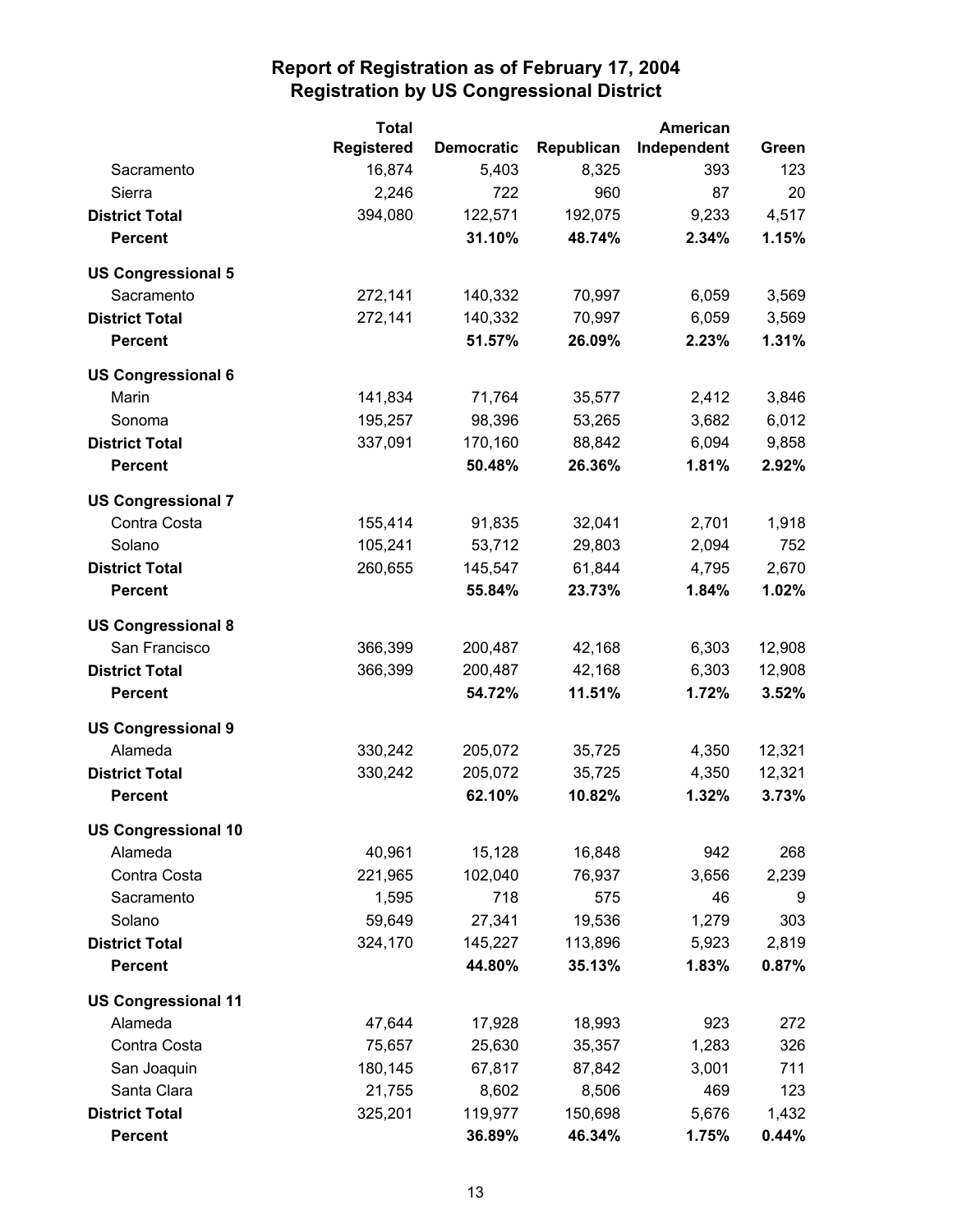# Report of Registration as of February 17, 2004
## Registration by US Congressional District

| | Total Registered | Democratic | Republican | American Independent | Green |
|---|---|---|---|---|---|
| Sacramento | 16,874 | 5,403 | 8,325 | 393 | 123 |
| Sierra | 2,246 | 722 | 960 | 87 | 20 |
| **District Total** | 394,080 | 122,571 | 192,075 | 9,233 | 4,517 |
| **Percent** | | **31.10%** | **48.74%** | **2.34%** | **1.15%** |
| **US Congressional 5** | | | | | |
| Sacramento | 272,141 | 140,332 | 70,997 | 6,059 | 3,569 |
| **District Total** | 272,141 | 140,332 | 70,997 | 6,059 | 3,569 |
| **Percent** | | **51.57%** | **26.09%** | **2.23%** | **1.31%** |
| **US Congressional 6** | | | | | |
| Marin | 141,834 | 71,764 | 35,577 | 2,412 | 3,846 |
| Sonoma | 195,257 | 98,396 | 53,265 | 3,682 | 6,012 |
| **District Total** | 337,091 | 170,160 | 88,842 | 6,094 | 9,858 |
| **Percent** | | **50.48%** | **26.36%** | **1.81%** | **2.92%** |
| **US Congressional 7** | | | | | |
| Contra Costa | 155,414 | 91,835 | 32,041 | 2,701 | 1,918 |
| Solano | 105,241 | 53,712 | 29,803 | 2,094 | 752 |
| **District Total** | 260,655 | 145,547 | 61,844 | 4,795 | 2,670 |
| **Percent** | | **55.84%** | **23.73%** | **1.84%** | **1.02%** |
| **US Congressional 8** | | | | | |
| San Francisco | 366,399 | 200,487 | 42,168 | 6,303 | 12,908 |
| **District Total** | 366,399 | 200,487 | 42,168 | 6,303 | 12,908 |
| **Percent** | | **54.72%** | **11.51%** | **1.72%** | **3.52%** |
| **US Congressional 9** | | | | | |
| Alameda | 330,242 | 205,072 | 35,725 | 4,350 | 12,321 |
| **District Total** | 330,242 | 205,072 | 35,725 | 4,350 | 12,321 |
| **Percent** | | **62.10%** | **10.82%** | **1.32%** | **3.73%** |
| **US Congressional 10** | | | | | |
| Alameda | 40,961 | 15,128 | 16,848 | 942 | 268 |
| Contra Costa | 221,965 | 102,040 | 76,937 | 3,656 | 2,239 |
| Sacramento | 1,595 | 718 | 575 | 46 | 9 |
| Solano | 59,649 | 27,341 | 19,536 | 1,279 | 303 |
| **District Total** | 324,170 | 145,227 | 113,896 | 5,923 | 2,819 |
| **Percent** | | **44.80%** | **35.13%** | **1.83%** | **0.87%** |
| **US Congressional 11** | | | | | |
| Alameda | 47,644 | 17,928 | 18,993 | 923 | 272 |
| Contra Costa | 75,657 | 25,630 | 35,357 | 1,283 | 326 |
| San Joaquin | 180,145 | 67,817 | 87,842 | 3,001 | 711 |
| Santa Clara | 21,755 | 8,602 | 8,506 | 469 | 123 |
| **District Total** | 325,201 | 119,977 | 150,698 | 5,676 | 1,432 |
| **Percent** | | **36.89%** | **46.34%** | **1.75%** | **0.44%** |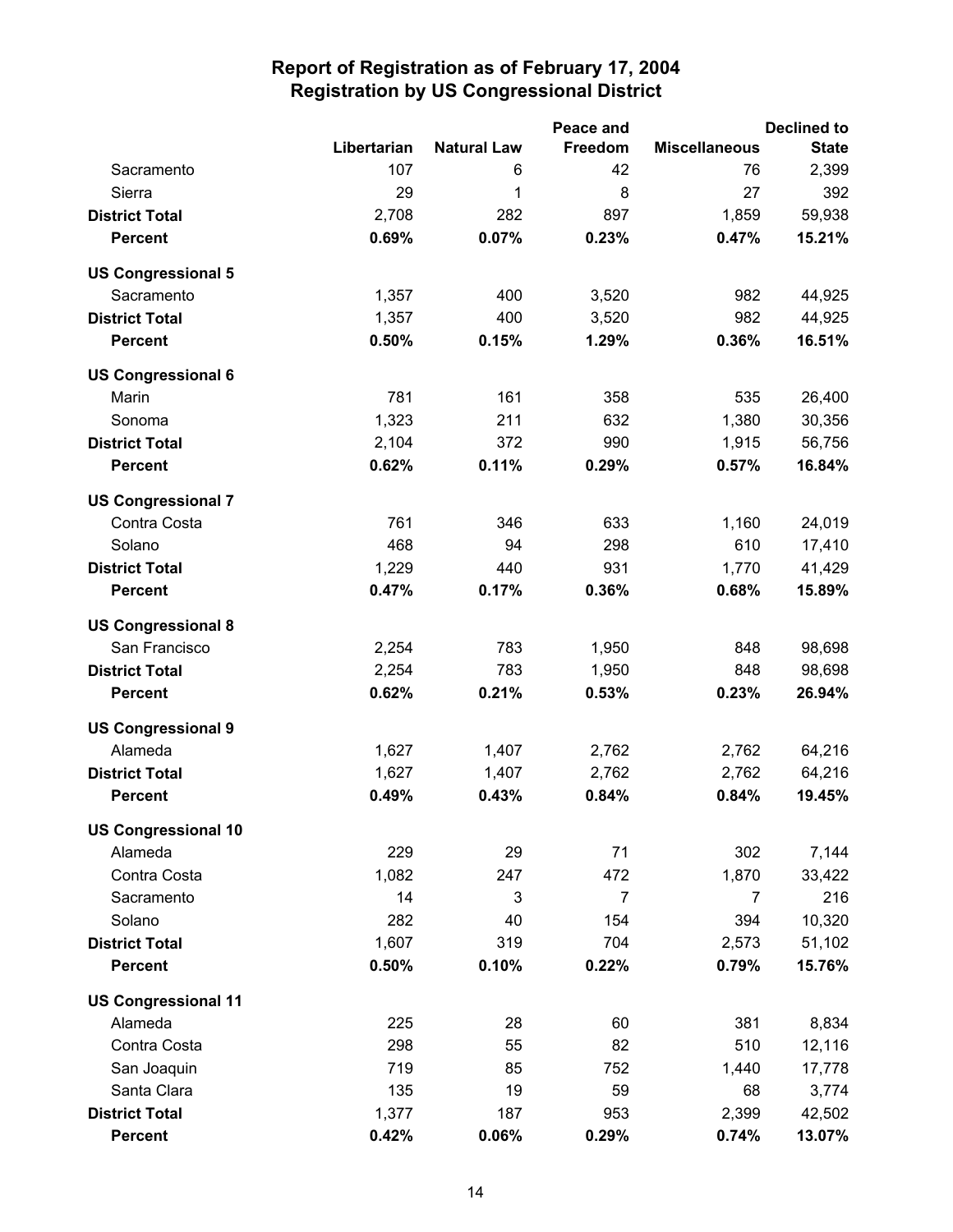# Report of Registration as of February 17, 2004
## Registration by US Congressional District

| | Libertarian | Natural Law | Peace and Freedom | Miscellaneous | Declined to State |
|---|---|---|---|---|---|
| Sacramento | 107 | 6 | 42 | 76 | 2,399 |
| Sierra | 29 | 1 | 8 | 27 | 392 |
| **District Total** | 2,708 | 282 | 897 | 1,859 | 59,938 |
| **Percent** | **0.69%** | **0.07%** | **0.23%** | **0.47%** | **15.21%** |
| **US Congressional 5** | | | | | |
| Sacramento | 1,357 | 400 | 3,520 | 982 | 44,925 |
| **District Total** | 1,357 | 400 | 3,520 | 982 | 44,925 |
| **Percent** | **0.50%** | **0.15%** | **1.29%** | **0.36%** | **16.51%** |
| **US Congressional 6** | | | | | |
| Marin | 781 | 161 | 358 | 535 | 26,400 |
| Sonoma | 1,323 | 211 | 632 | 1,380 | 30,356 |
| **District Total** | 2,104 | 372 | 990 | 1,915 | 56,756 |
| **Percent** | **0.62%** | **0.11%** | **0.29%** | **0.57%** | **16.84%** |
| **US Congressional 7** | | | | | |
| Contra Costa | 761 | 346 | 633 | 1,160 | 24,019 |
| Solano | 468 | 94 | 298 | 610 | 17,410 |
| **District Total** | 1,229 | 440 | 931 | 1,770 | 41,429 |
| **Percent** | **0.47%** | **0.17%** | **0.36%** | **0.68%** | **15.89%** |
| **US Congressional 8** | | | | | |
| San Francisco | 2,254 | 783 | 1,950 | 848 | 98,698 |
| **District Total** | 2,254 | 783 | 1,950 | 848 | 98,698 |
| **Percent** | **0.62%** | **0.21%** | **0.53%** | **0.23%** | **26.94%** |
| **US Congressional 9** | | | | | |
| Alameda | 1,627 | 1,407 | 2,762 | 2,762 | 64,216 |
| **District Total** | 1,627 | 1,407 | 2,762 | 2,762 | 64,216 |
| **Percent** | **0.49%** | **0.43%** | **0.84%** | **0.84%** | **19.45%** |
| **US Congressional 10** | | | | | |
| Alameda | 229 | 29 | 71 | 302 | 7,144 |
| Contra Costa | 1,082 | 247 | 472 | 1,870 | 33,422 |
| Sacramento | 14 | 3 | 7 | 7 | 216 |
| Solano | 282 | 40 | 154 | 394 | 10,320 |
| **District Total** | 1,607 | 319 | 704 | 2,573 | 51,102 |
| **Percent** | **0.50%** | **0.10%** | **0.22%** | **0.79%** | **15.76%** |
| **US Congressional 11** | | | | | |
| Alameda | 225 | 28 | 60 | 381 | 8,834 |
| Contra Costa | 298 | 55 | 82 | 510 | 12,116 |
| San Joaquin | 719 | 85 | 752 | 1,440 | 17,778 |
| Santa Clara | 135 | 19 | 59 | 68 | 3,774 |
| **District Total** | 1,377 | 187 | 953 | 2,399 | 42,502 |
| **Percent** | **0.42%** | **0.06%** | **0.29%** | **0.74%** | **13.07%** |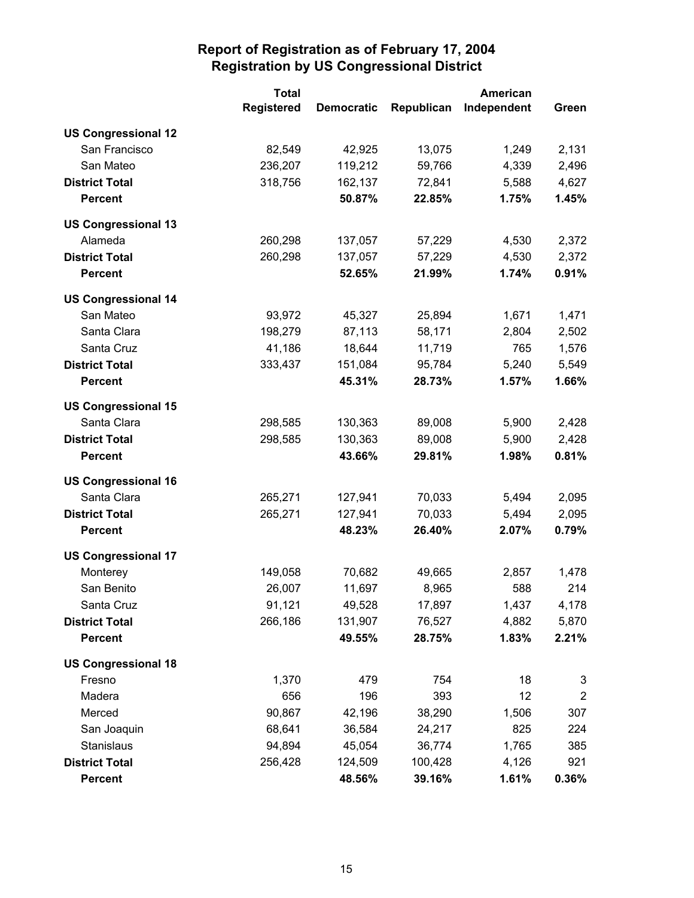# Report of Registration as of February 17, 2004
## Registration by US Congressional District

| | Total Registered | Democratic | Republican | American Independent | Green |
|---|---|---|---|---|---|
| **US Congressional 12** | | | | | |
| San Francisco | 82,549 | 42,925 | 13,075 | 1,249 | 2,131 |
| San Mateo | 236,207 | 119,212 | 59,766 | 4,339 | 2,496 |
| **District Total** | 318,756 | 162,137 | 72,841 | 5,588 | 4,627 |
| **Percent** | | **50.87%** | **22.85%** | **1.75%** | **1.45%** |
| **US Congressional 13** | | | | | |
| Alameda | 260,298 | 137,057 | 57,229 | 4,530 | 2,372 |
| **District Total** | 260,298 | 137,057 | 57,229 | 4,530 | 2,372 |
| **Percent** | | **52.65%** | **21.99%** | **1.74%** | **0.91%** |
| **US Congressional 14** | | | | | |
| San Mateo | 93,972 | 45,327 | 25,894 | 1,671 | 1,471 |
| Santa Clara | 198,279 | 87,113 | 58,171 | 2,804 | 2,502 |
| Santa Cruz | 41,186 | 18,644 | 11,719 | 765 | 1,576 |
| **District Total** | 333,437 | 151,084 | 95,784 | 5,240 | 5,549 |
| **Percent** | | **45.31%** | **28.73%** | **1.57%** | **1.66%** |
| **US Congressional 15** | | | | | |
| Santa Clara | 298,585 | 130,363 | 89,008 | 5,900 | 2,428 |
| **District Total** | 298,585 | 130,363 | 89,008 | 5,900 | 2,428 |
| **Percent** | | **43.66%** | **29.81%** | **1.98%** | **0.81%** |
| **US Congressional 16** | | | | | |
| Santa Clara | 265,271 | 127,941 | 70,033 | 5,494 | 2,095 |
| **District Total** | 265,271 | 127,941 | 70,033 | 5,494 | 2,095 |
| **Percent** | | **48.23%** | **26.40%** | **2.07%** | **0.79%** |
| **US Congressional 17** | | | | | |
| Monterey | 149,058 | 70,682 | 49,665 | 2,857 | 1,478 |
| San Benito | 26,007 | 11,697 | 8,965 | 588 | 214 |
| Santa Cruz | 91,121 | 49,528 | 17,897 | 1,437 | 4,178 |
| **District Total** | 266,186 | 131,907 | 76,527 | 4,882 | 5,870 |
| **Percent** | | **49.55%** | **28.75%** | **1.83%** | **2.21%** |
| **US Congressional 18** | | | | | |
| Fresno | 1,370 | 479 | 754 | 18 | 3 |
| Madera | 656 | 196 | 393 | 12 | 2 |
| Merced | 90,867 | 42,196 | 38,290 | 1,506 | 307 |
| San Joaquin | 68,641 | 36,584 | 24,217 | 825 | 224 |
| Stanislaus | 94,894 | 45,054 | 36,774 | 1,765 | 385 |
| **District Total** | 256,428 | 124,509 | 100,428 | 4,126 | 921 |
| **Percent** | | **48.56%** | **39.16%** | **1.61%** | **0.36%** |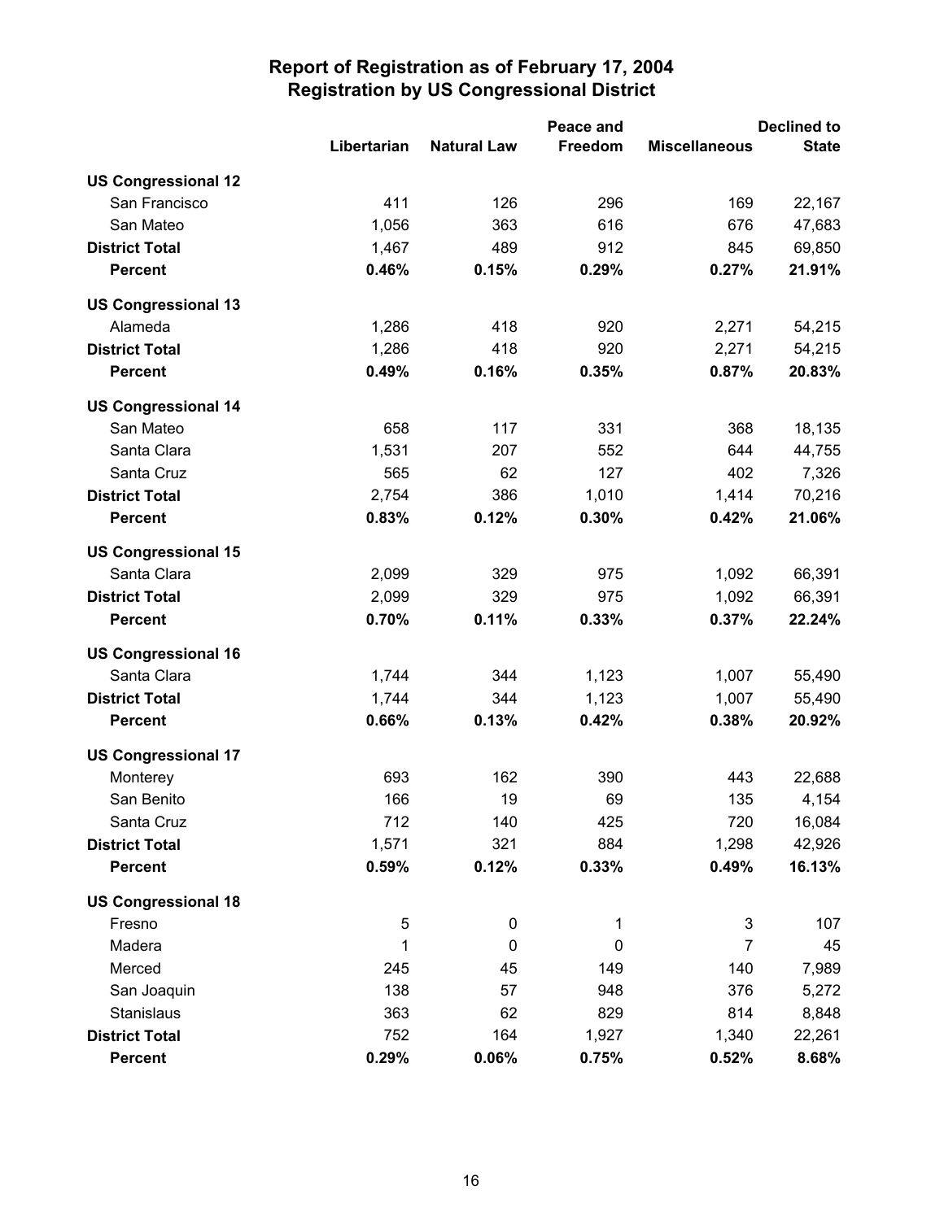# Report of Registration as of February 17, 2004
## Registration by US Congressional District

| | Libertarian | Natural Law | Peace and Freedom | Miscellaneous | Declined to State |
|---|---|---|---|---|---|
| **US Congressional 12** | | | | | |
| San Francisco | 411 | 126 | 296 | 169 | 22,167 |
| San Mateo | 1,056 | 363 | 616 | 676 | 47,683 |
| **District Total** | 1,467 | 489 | 912 | 845 | 69,850 |
| **Percent** | **0.46%** | **0.15%** | **0.29%** | **0.27%** | **21.91%** |
| **US Congressional 13** | | | | | |
| Alameda | 1,286 | 418 | 920 | 2,271 | 54,215 |
| **District Total** | 1,286 | 418 | 920 | 2,271 | 54,215 |
| **Percent** | **0.49%** | **0.16%** | **0.35%** | **0.87%** | **20.83%** |
| **US Congressional 14** | | | | | |
| San Mateo | 658 | 117 | 331 | 368 | 18,135 |
| Santa Clara | 1,531 | 207 | 552 | 644 | 44,755 |
| Santa Cruz | 565 | 62 | 127 | 402 | 7,326 |
| **District Total** | 2,754 | 386 | 1,010 | 1,414 | 70,216 |
| **Percent** | **0.83%** | **0.12%** | **0.30%** | **0.42%** | **21.06%** |
| **US Congressional 15** | | | | | |
| Santa Clara | 2,099 | 329 | 975 | 1,092 | 66,391 |
| **District Total** | 2,099 | 329 | 975 | 1,092 | 66,391 |
| **Percent** | **0.70%** | **0.11%** | **0.33%** | **0.37%** | **22.24%** |
| **US Congressional 16** | | | | | |
| Santa Clara | 1,744 | 344 | 1,123 | 1,007 | 55,490 |
| **District Total** | 1,744 | 344 | 1,123 | 1,007 | 55,490 |
| **Percent** | **0.66%** | **0.13%** | **0.42%** | **0.38%** | **20.92%** |
| **US Congressional 17** | | | | | |
| Monterey | 693 | 162 | 390 | 443 | 22,688 |
| San Benito | 166 | 19 | 69 | 135 | 4,154 |
| Santa Cruz | 712 | 140 | 425 | 720 | 16,084 |
| **District Total** | 1,571 | 321 | 884 | 1,298 | 42,926 |
| **Percent** | **0.59%** | **0.12%** | **0.33%** | **0.49%** | **16.13%** |
| **US Congressional 18** | | | | | |
| Fresno | 5 | 0 | 1 | 3 | 107 |
| Madera | 1 | 0 | 0 | 7 | 45 |
| Merced | 245 | 45 | 149 | 140 | 7,989 |
| San Joaquin | 138 | 57 | 948 | 376 | 5,272 |
| Stanislaus | 363 | 62 | 829 | 814 | 8,848 |
| **District Total** | 752 | 164 | 1,927 | 1,340 | 22,261 |
| **Percent** | **0.29%** | **0.06%** | **0.75%** | **0.52%** | **8.68%** |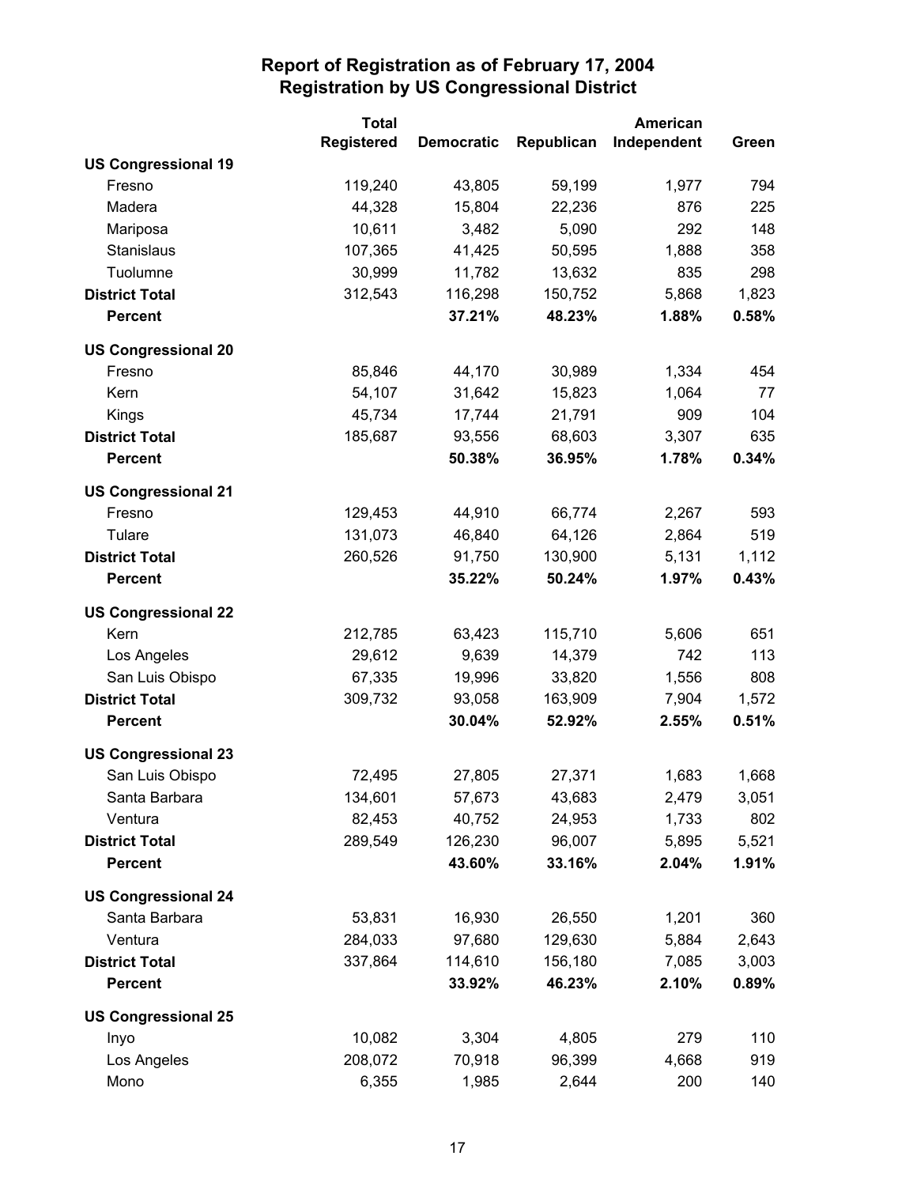# Report of Registration as of February 17, 2004
## Registration by US Congressional District

| | Total Registered | Democratic | Republican | American Independent | Green |
|---|---|---|---|---|---|
| **US Congressional 19** | | | | | |
| Fresno | 119,240 | 43,805 | 59,199 | 1,977 | 794 |
| Madera | 44,328 | 15,804 | 22,236 | 876 | 225 |
| Mariposa | 10,611 | 3,482 | 5,090 | 292 | 148 |
| Stanislaus | 107,365 | 41,425 | 50,595 | 1,888 | 358 |
| Tuolumne | 30,999 | 11,782 | 13,632 | 835 | 298 |
| **District Total** | 312,543 | 116,298 | 150,752 | 5,868 | 1,823 |
| **Percent** | | **37.21%** | **48.23%** | **1.88%** | **0.58%** |
| **US Congressional 20** | | | | | |
| Fresno | 85,846 | 44,170 | 30,989 | 1,334 | 454 |
| Kern | 54,107 | 31,642 | 15,823 | 1,064 | 77 |
| Kings | 45,734 | 17,744 | 21,791 | 909 | 104 |
| **District Total** | 185,687 | 93,556 | 68,603 | 3,307 | 635 |
| **Percent** | | **50.38%** | **36.95%** | **1.78%** | **0.34%** |
| **US Congressional 21** | | | | | |
| Fresno | 129,453 | 44,910 | 66,774 | 2,267 | 593 |
| Tulare | 131,073 | 46,840 | 64,126 | 2,864 | 519 |
| **District Total** | 260,526 | 91,750 | 130,900 | 5,131 | 1,112 |
| **Percent** | | **35.22%** | **50.24%** | **1.97%** | **0.43%** |
| **US Congressional 22** | | | | | |
| Kern | 212,785 | 63,423 | 115,710 | 5,606 | 651 |
| Los Angeles | 29,612 | 9,639 | 14,379 | 742 | 113 |
| San Luis Obispo | 67,335 | 19,996 | 33,820 | 1,556 | 808 |
| **District Total** | 309,732 | 93,058 | 163,909 | 7,904 | 1,572 |
| **Percent** | | **30.04%** | **52.92%** | **2.55%** | **0.51%** |
| **US Congressional 23** | | | | | |
| San Luis Obispo | 72,495 | 27,805 | 27,371 | 1,683 | 1,668 |
| Santa Barbara | 134,601 | 57,673 | 43,683 | 2,479 | 3,051 |
| Ventura | 82,453 | 40,752 | 24,953 | 1,733 | 802 |
| **District Total** | 289,549 | 126,230 | 96,007 | 5,895 | 5,521 |
| **Percent** | | **43.60%** | **33.16%** | **2.04%** | **1.91%** |
| **US Congressional 24** | | | | | |
| Santa Barbara | 53,831 | 16,930 | 26,550 | 1,201 | 360 |
| Ventura | 284,033 | 97,680 | 129,630 | 5,884 | 2,643 |
| **District Total** | 337,864 | 114,610 | 156,180 | 7,085 | 3,003 |
| **Percent** | | **33.92%** | **46.23%** | **2.10%** | **0.89%** |
| **US Congressional 25** | | | | | |
| Inyo | 10,082 | 3,304 | 4,805 | 279 | 110 |
| Los Angeles | 208,072 | 70,918 | 96,399 | 4,668 | 919 |
| Mono | 6,355 | 1,985 | 2,644 | 200 | 140 |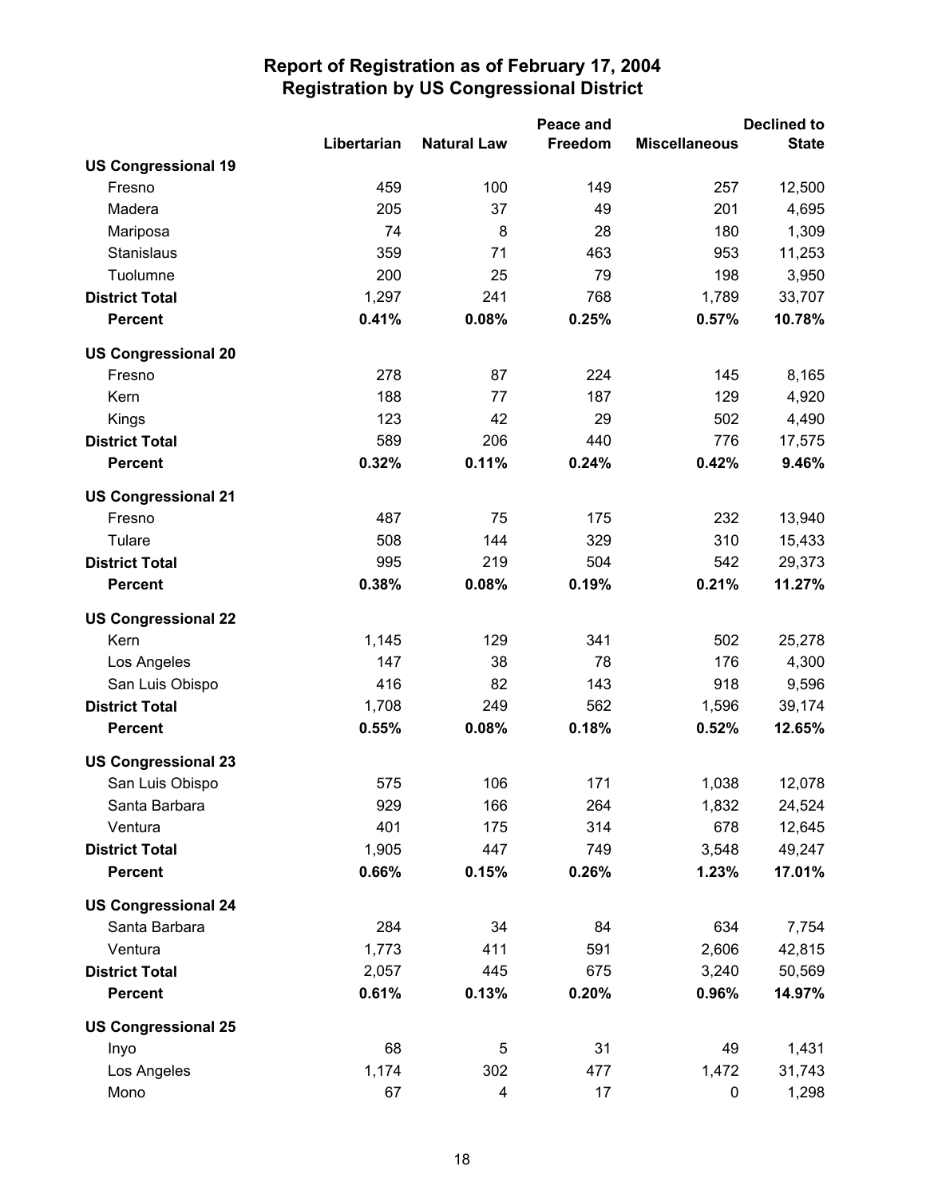# Report of Registration as of February 17, 2004
## Registration by US Congressional District

| | Libertarian | Natural Law | Peace and Freedom | Miscellaneous | Declined to State |
|---|---|---|---|---|---|
| **US Congressional 19** | | | | | |
| Fresno | 459 | 100 | 149 | 257 | 12,500 |
| Madera | 205 | 37 | 49 | 201 | 4,695 |
| Mariposa | 74 | 8 | 28 | 180 | 1,309 |
| Stanislaus | 359 | 71 | 463 | 953 | 11,253 |
| Tuolumne | 200 | 25 | 79 | 198 | 3,950 |
| **District Total** | 1,297 | 241 | 768 | 1,789 | 33,707 |
| **Percent** | **0.41%** | **0.08%** | **0.25%** | **0.57%** | **10.78%** |
| **US Congressional 20** | | | | | |
| Fresno | 278 | 87 | 224 | 145 | 8,165 |
| Kern | 188 | 77 | 187 | 129 | 4,920 |
| Kings | 123 | 42 | 29 | 502 | 4,490 |
| **District Total** | 589 | 206 | 440 | 776 | 17,575 |
| **Percent** | **0.32%** | **0.11%** | **0.24%** | **0.42%** | **9.46%** |
| **US Congressional 21** | | | | | |
| Fresno | 487 | 75 | 175 | 232 | 13,940 |
| Tulare | 508 | 144 | 329 | 310 | 15,433 |
| **District Total** | 995 | 219 | 504 | 542 | 29,373 |
| **Percent** | **0.38%** | **0.08%** | **0.19%** | **0.21%** | **11.27%** |
| **US Congressional 22** | | | | | |
| Kern | 1,145 | 129 | 341 | 502 | 25,278 |
| Los Angeles | 147 | 38 | 78 | 176 | 4,300 |
| San Luis Obispo | 416 | 82 | 143 | 918 | 9,596 |
| **District Total** | 1,708 | 249 | 562 | 1,596 | 39,174 |
| **Percent** | **0.55%** | **0.08%** | **0.18%** | **0.52%** | **12.65%** |
| **US Congressional 23** | | | | | |
| San Luis Obispo | 575 | 106 | 171 | 1,038 | 12,078 |
| Santa Barbara | 929 | 166 | 264 | 1,832 | 24,524 |
| Ventura | 401 | 175 | 314 | 678 | 12,645 |
| **District Total** | 1,905 | 447 | 749 | 3,548 | 49,247 |
| **Percent** | **0.66%** | **0.15%** | **0.26%** | **1.23%** | **17.01%** |
| **US Congressional 24** | | | | | |
| Santa Barbara | 284 | 34 | 84 | 634 | 7,754 |
| Ventura | 1,773 | 411 | 591 | 2,606 | 42,815 |
| **District Total** | 2,057 | 445 | 675 | 3,240 | 50,569 |
| **Percent** | **0.61%** | **0.13%** | **0.20%** | **0.96%** | **14.97%** |
| **US Congressional 25** | | | | | |
| Inyo | 68 | 5 | 31 | 49 | 1,431 |
| Los Angeles | 1,174 | 302 | 477 | 1,472 | 31,743 |
| Mono | 67 | 4 | 17 | 0 | 1,298 |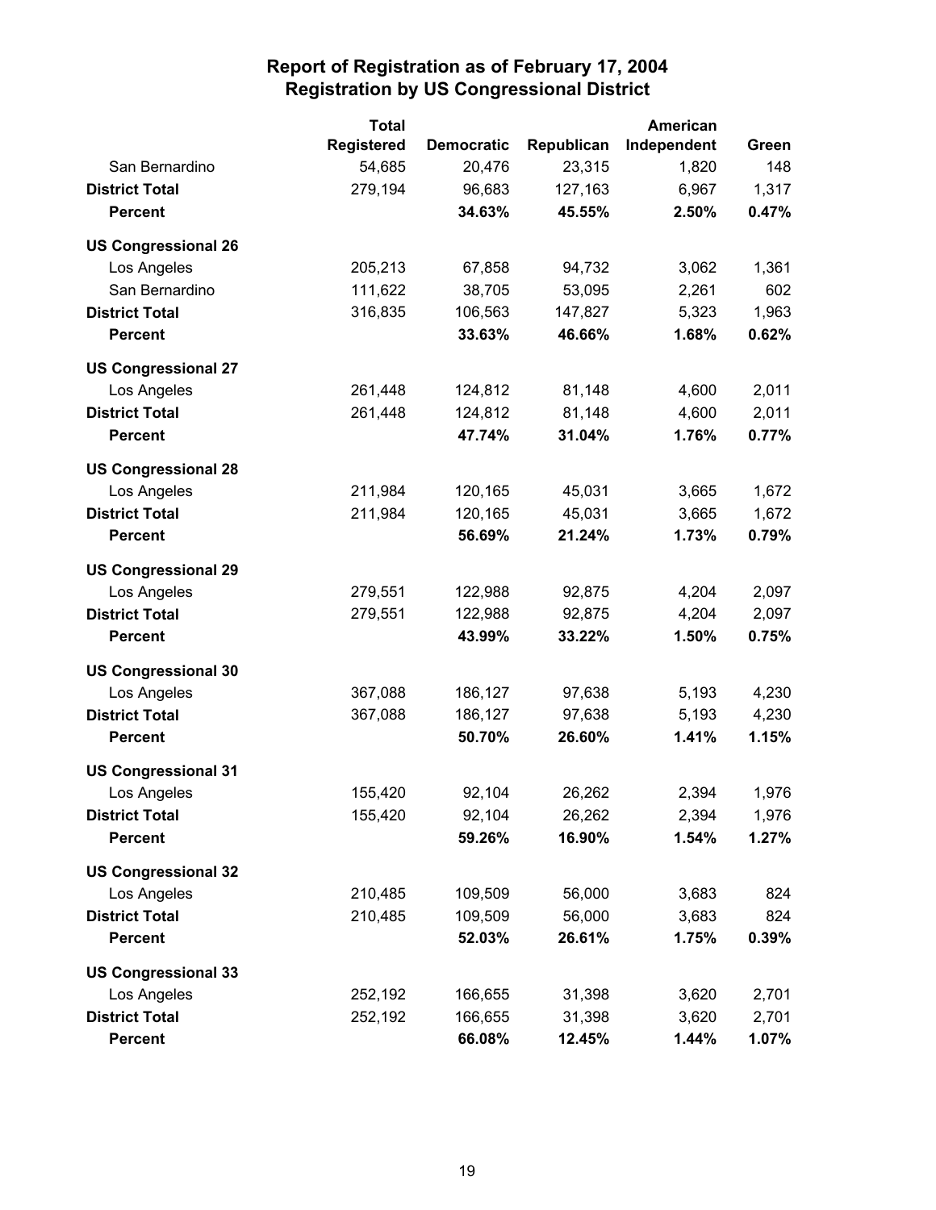# Report of Registration as of February 17, 2004
## Registration by US Congressional District

| | Total Registered | Democratic | Republican | American Independent | Green |
|---|---|---|---|---|---|
| San Bernardino | 54,685 | 20,476 | 23,315 | 1,820 | 148 |
| **District Total** | 279,194 | 96,683 | 127,163 | 6,967 | 1,317 |
| **Percent** | | **34.63%** | **45.55%** | **2.50%** | **0.47%** |
| **US Congressional 26** | | | | | |
| Los Angeles | 205,213 | 67,858 | 94,732 | 3,062 | 1,361 |
| San Bernardino | 111,622 | 38,705 | 53,095 | 2,261 | 602 |
| **District Total** | 316,835 | 106,563 | 147,827 | 5,323 | 1,963 |
| **Percent** | | **33.63%** | **46.66%** | **1.68%** | **0.62%** |
| **US Congressional 27** | | | | | |
| Los Angeles | 261,448 | 124,812 | 81,148 | 4,600 | 2,011 |
| **District Total** | 261,448 | 124,812 | 81,148 | 4,600 | 2,011 |
| **Percent** | | **47.74%** | **31.04%** | **1.76%** | **0.77%** |
| **US Congressional 28** | | | | | |
| Los Angeles | 211,984 | 120,165 | 45,031 | 3,665 | 1,672 |
| **District Total** | 211,984 | 120,165 | 45,031 | 3,665 | 1,672 |
| **Percent** | | **56.69%** | **21.24%** | **1.73%** | **0.79%** |
| **US Congressional 29** | | | | | |
| Los Angeles | 279,551 | 122,988 | 92,875 | 4,204 | 2,097 |
| **District Total** | 279,551 | 122,988 | 92,875 | 4,204 | 2,097 |
| **Percent** | | **43.99%** | **33.22%** | **1.50%** | **0.75%** |
| **US Congressional 30** | | | | | |
| Los Angeles | 367,088 | 186,127 | 97,638 | 5,193 | 4,230 |
| **District Total** | 367,088 | 186,127 | 97,638 | 5,193 | 4,230 |
| **Percent** | | **50.70%** | **26.60%** | **1.41%** | **1.15%** |
| **US Congressional 31** | | | | | |
| Los Angeles | 155,420 | 92,104 | 26,262 | 2,394 | 1,976 |
| **District Total** | 155,420 | 92,104 | 26,262 | 2,394 | 1,976 |
| **Percent** | | **59.26%** | **16.90%** | **1.54%** | **1.27%** |
| **US Congressional 32** | | | | | |
| Los Angeles | 210,485 | 109,509 | 56,000 | 3,683 | 824 |
| **District Total** | 210,485 | 109,509 | 56,000 | 3,683 | 824 |
| **Percent** | | **52.03%** | **26.61%** | **1.75%** | **0.39%** |
| **US Congressional 33** | | | | | |
| Los Angeles | 252,192 | 166,655 | 31,398 | 3,620 | 2,701 |
| **District Total** | 252,192 | 166,655 | 31,398 | 3,620 | 2,701 |
| **Percent** | | **66.08%** | **12.45%** | **1.44%** | **1.07%** |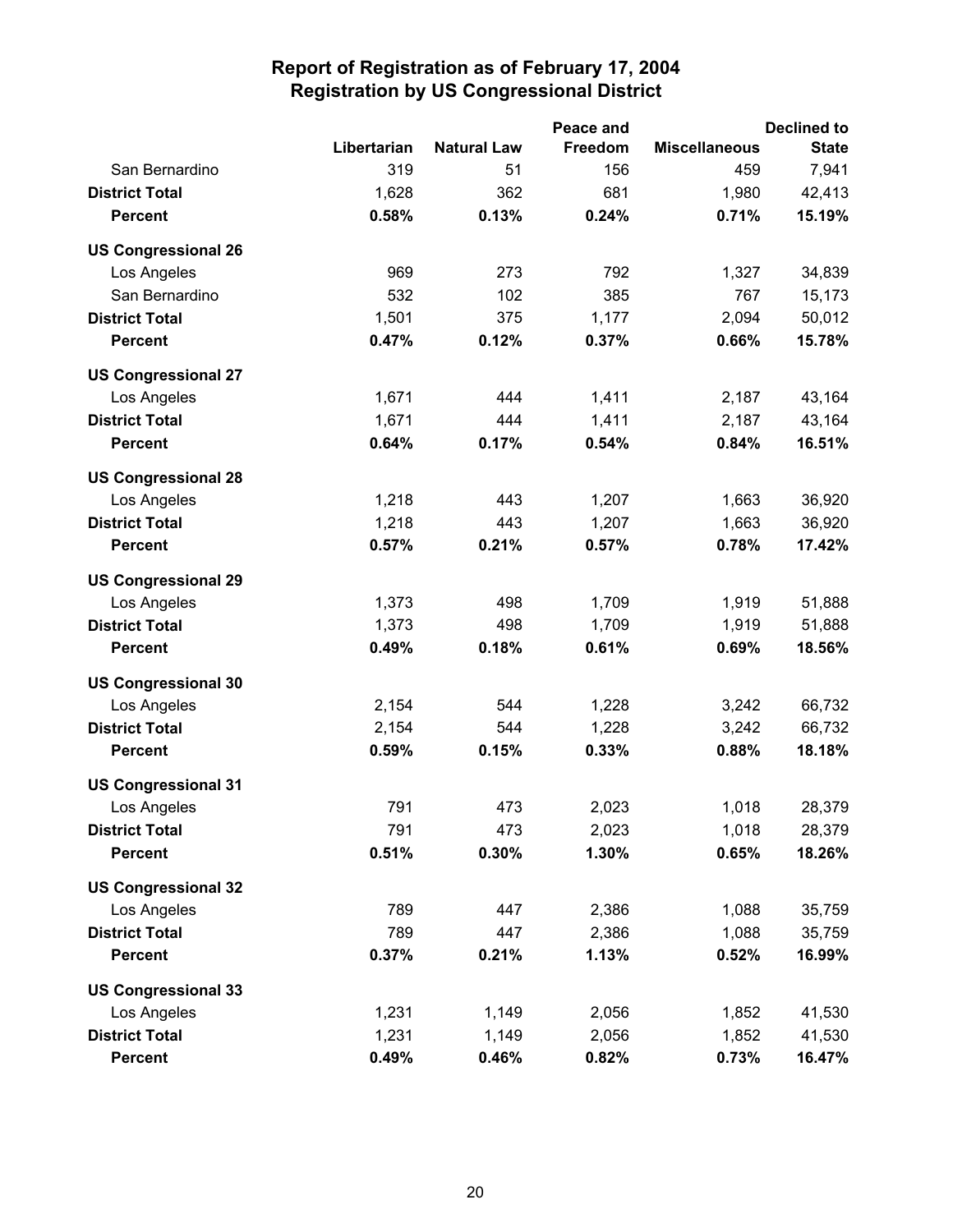# Report of Registration as of February 17, 2004
## Registration by US Congressional District

| | Libertarian | Natural Law | Peace and Freedom | Miscellaneous | Declined to State |
|---|---|---|---|---|---|
| San Bernardino | 319 | 51 | 156 | 459 | 7,941 |
| **District Total** | 1,628 | 362 | 681 | 1,980 | 42,413 |
| **Percent** | **0.58%** | **0.13%** | **0.24%** | **0.71%** | **15.19%** |
| **US Congressional 26** | | | | | |
| Los Angeles | 969 | 273 | 792 | 1,327 | 34,839 |
| San Bernardino | 532 | 102 | 385 | 767 | 15,173 |
| **District Total** | 1,501 | 375 | 1,177 | 2,094 | 50,012 |
| **Percent** | **0.47%** | **0.12%** | **0.37%** | **0.66%** | **15.78%** |
| **US Congressional 27** | | | | | |
| Los Angeles | 1,671 | 444 | 1,411 | 2,187 | 43,164 |
| **District Total** | 1,671 | 444 | 1,411 | 2,187 | 43,164 |
| **Percent** | **0.64%** | **0.17%** | **0.54%** | **0.84%** | **16.51%** |
| **US Congressional 28** | | | | | |
| Los Angeles | 1,218 | 443 | 1,207 | 1,663 | 36,920 |
| **District Total** | 1,218 | 443 | 1,207 | 1,663 | 36,920 |
| **Percent** | **0.57%** | **0.21%** | **0.57%** | **0.78%** | **17.42%** |
| **US Congressional 29** | | | | | |
| Los Angeles | 1,373 | 498 | 1,709 | 1,919 | 51,888 |
| **District Total** | 1,373 | 498 | 1,709 | 1,919 | 51,888 |
| **Percent** | **0.49%** | **0.18%** | **0.61%** | **0.69%** | **18.56%** |
| **US Congressional 30** | | | | | |
| Los Angeles | 2,154 | 544 | 1,228 | 3,242 | 66,732 |
| **District Total** | 2,154 | 544 | 1,228 | 3,242 | 66,732 |
| **Percent** | **0.59%** | **0.15%** | **0.33%** | **0.88%** | **18.18%** |
| **US Congressional 31** | | | | | |
| Los Angeles | 791 | 473 | 2,023 | 1,018 | 28,379 |
| **District Total** | 791 | 473 | 2,023 | 1,018 | 28,379 |
| **Percent** | **0.51%** | **0.30%** | **1.30%** | **0.65%** | **18.26%** |
| **US Congressional 32** | | | | | |
| Los Angeles | 789 | 447 | 2,386 | 1,088 | 35,759 |
| **District Total** | 789 | 447 | 2,386 | 1,088 | 35,759 |
| **Percent** | **0.37%** | **0.21%** | **1.13%** | **0.52%** | **16.99%** |
| **US Congressional 33** | | | | | |
| Los Angeles | 1,231 | 1,149 | 2,056 | 1,852 | 41,530 |
| **District Total** | 1,231 | 1,149 | 2,056 | 1,852 | 41,530 |
| **Percent** | **0.49%** | **0.46%** | **0.82%** | **0.73%** | **16.47%** |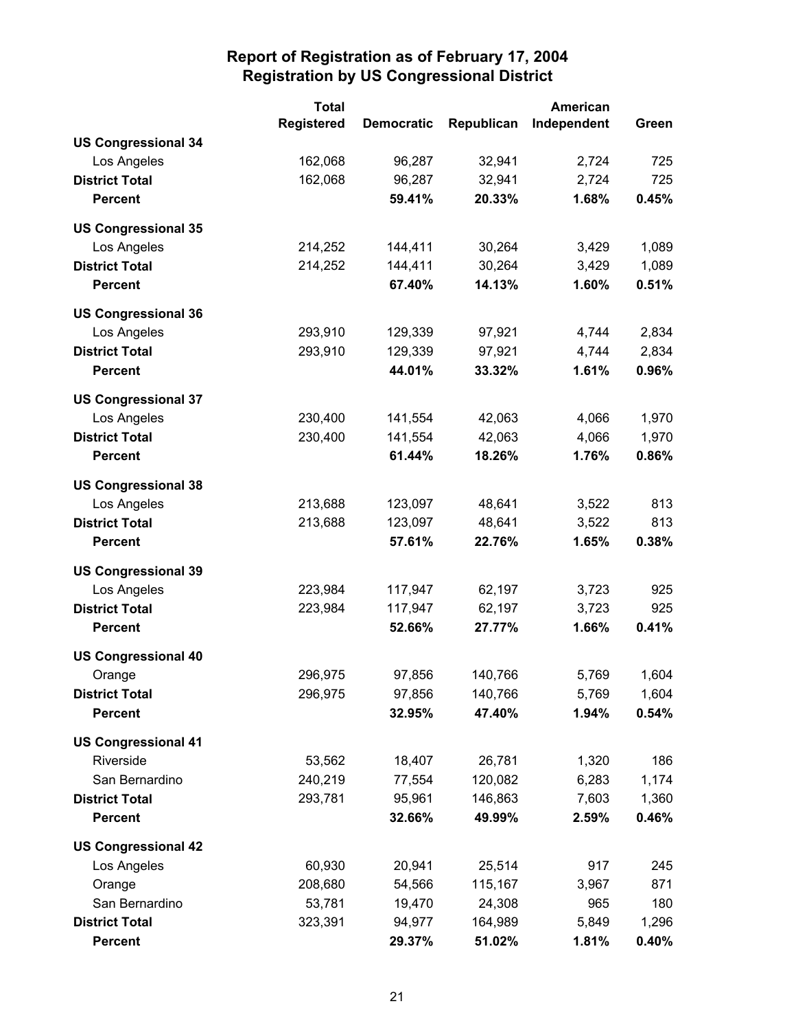## Report of Registration as of February 17, 2004
## Registration by US Congressional District

| | Total Registered | Democratic | Republican | American Independent | Green |
|---|---|---|---|---|---|
| **US Congressional 34** | | | | | |
| Los Angeles | 162,068 | 96,287 | 32,941 | 2,724 | 725 |
| **District Total** | 162,068 | 96,287 | 32,941 | 2,724 | 725 |
| **Percent** | | **59.41%** | **20.33%** | **1.68%** | **0.45%** |
| **US Congressional 35** | | | | | |
| Los Angeles | 214,252 | 144,411 | 30,264 | 3,429 | 1,089 |
| **District Total** | 214,252 | 144,411 | 30,264 | 3,429 | 1,089 |
| **Percent** | | **67.40%** | **14.13%** | **1.60%** | **0.51%** |
| **US Congressional 36** | | | | | |
| Los Angeles | 293,910 | 129,339 | 97,921 | 4,744 | 2,834 |
| **District Total** | 293,910 | 129,339 | 97,921 | 4,744 | 2,834 |
| **Percent** | | **44.01%** | **33.32%** | **1.61%** | **0.96%** |
| **US Congressional 37** | | | | | |
| Los Angeles | 230,400 | 141,554 | 42,063 | 4,066 | 1,970 |
| **District Total** | 230,400 | 141,554 | 42,063 | 4,066 | 1,970 |
| **Percent** | | **61.44%** | **18.26%** | **1.76%** | **0.86%** |
| **US Congressional 38** | | | | | |
| Los Angeles | 213,688 | 123,097 | 48,641 | 3,522 | 813 |
| **District Total** | 213,688 | 123,097 | 48,641 | 3,522 | 813 |
| **Percent** | | **57.61%** | **22.76%** | **1.65%** | **0.38%** |
| **US Congressional 39** | | | | | |
| Los Angeles | 223,984 | 117,947 | 62,197 | 3,723 | 925 |
| **District Total** | 223,984 | 117,947 | 62,197 | 3,723 | 925 |
| **Percent** | | **52.66%** | **27.77%** | **1.66%** | **0.41%** |
| **US Congressional 40** | | | | | |
| Orange | 296,975 | 97,856 | 140,766 | 5,769 | 1,604 |
| **District Total** | 296,975 | 97,856 | 140,766 | 5,769 | 1,604 |
| **Percent** | | **32.95%** | **47.40%** | **1.94%** | **0.54%** |
| **US Congressional 41** | | | | | |
| Riverside | 53,562 | 18,407 | 26,781 | 1,320 | 186 |
| San Bernardino | 240,219 | 77,554 | 120,082 | 6,283 | 1,174 |
| **District Total** | 293,781 | 95,961 | 146,863 | 7,603 | 1,360 |
| **Percent** | | **32.66%** | **49.99%** | **2.59%** | **0.46%** |
| **US Congressional 42** | | | | | |
| Los Angeles | 60,930 | 20,941 | 25,514 | 917 | 245 |
| Orange | 208,680 | 54,566 | 115,167 | 3,967 | 871 |
| San Bernardino | 53,781 | 19,470 | 24,308 | 965 | 180 |
| **District Total** | 323,391 | 94,977 | 164,989 | 5,849 | 1,296 |
| **Percent** | | **29.37%** | **51.02%** | **1.81%** | **0.40%** |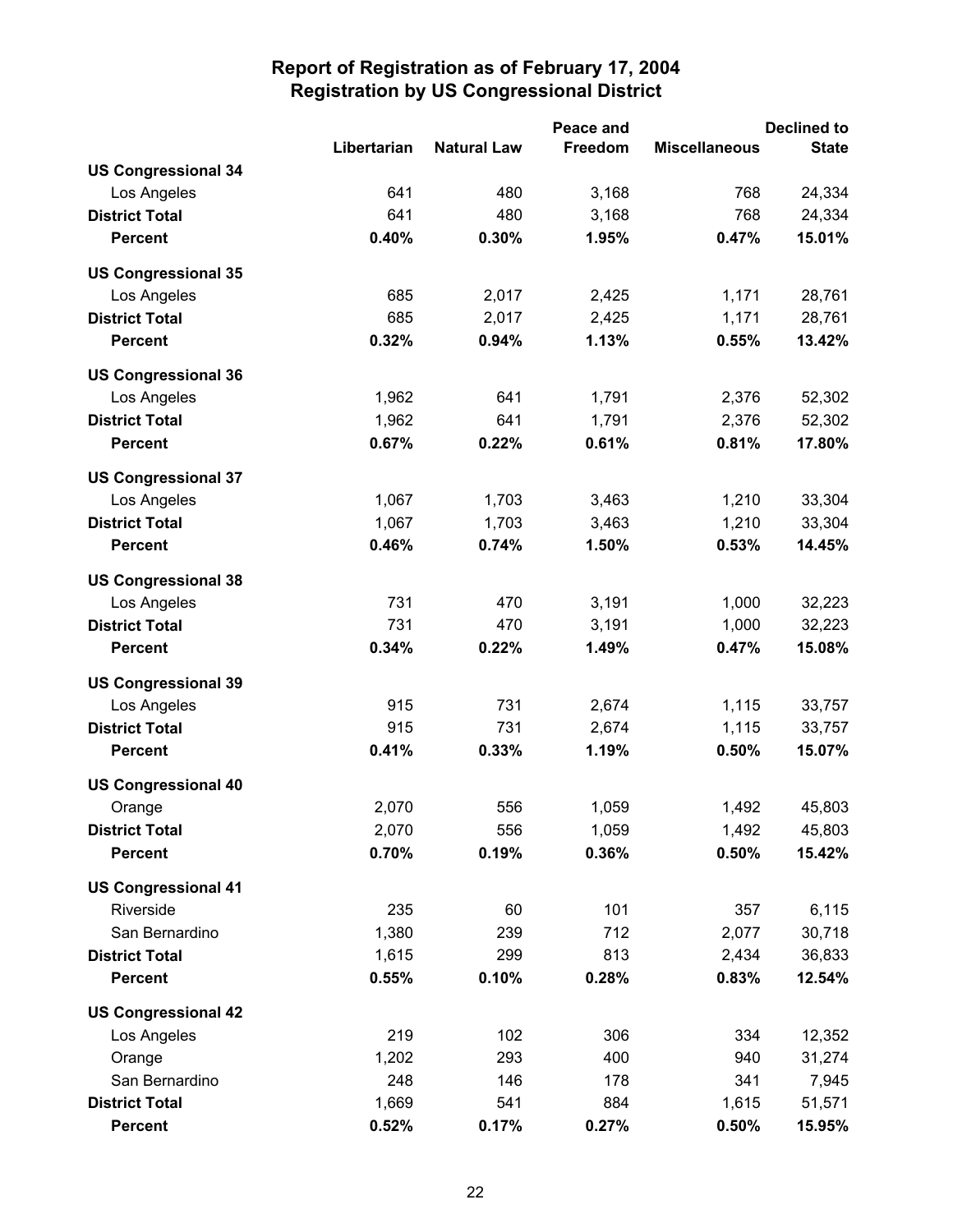# Report of Registration as of February 17, 2004
## Registration by US Congressional District

| | Libertarian | Natural Law | Peace and Freedom | Miscellaneous | Declined to State |
|---|---|---|---|---|---|
| **US Congressional 34** | | | | | |
| Los Angeles | 641 | 480 | 3,168 | 768 | 24,334 |
| **District Total** | 641 | 480 | 3,168 | 768 | 24,334 |
| **Percent** | **0.40%** | **0.30%** | **1.95%** | **0.47%** | **15.01%** |
| **US Congressional 35** | | | | | |
| Los Angeles | 685 | 2,017 | 2,425 | 1,171 | 28,761 |
| **District Total** | 685 | 2,017 | 2,425 | 1,171 | 28,761 |
| **Percent** | **0.32%** | **0.94%** | **1.13%** | **0.55%** | **13.42%** |
| **US Congressional 36** | | | | | |
| Los Angeles | 1,962 | 641 | 1,791 | 2,376 | 52,302 |
| **District Total** | 1,962 | 641 | 1,791 | 2,376 | 52,302 |
| **Percent** | **0.67%** | **0.22%** | **0.61%** | **0.81%** | **17.80%** |
| **US Congressional 37** | | | | | |
| Los Angeles | 1,067 | 1,703 | 3,463 | 1,210 | 33,304 |
| **District Total** | 1,067 | 1,703 | 3,463 | 1,210 | 33,304 |
| **Percent** | **0.46%** | **0.74%** | **1.50%** | **0.53%** | **14.45%** |
| **US Congressional 38** | | | | | |
| Los Angeles | 731 | 470 | 3,191 | 1,000 | 32,223 |
| **District Total** | 731 | 470 | 3,191 | 1,000 | 32,223 |
| **Percent** | **0.34%** | **0.22%** | **1.49%** | **0.47%** | **15.08%** |
| **US Congressional 39** | | | | | |
| Los Angeles | 915 | 731 | 2,674 | 1,115 | 33,757 |
| **District Total** | 915 | 731 | 2,674 | 1,115 | 33,757 |
| **Percent** | **0.41%** | **0.33%** | **1.19%** | **0.50%** | **15.07%** |
| **US Congressional 40** | | | | | |
| Orange | 2,070 | 556 | 1,059 | 1,492 | 45,803 |
| **District Total** | 2,070 | 556 | 1,059 | 1,492 | 45,803 |
| **Percent** | **0.70%** | **0.19%** | **0.36%** | **0.50%** | **15.42%** |
| **US Congressional 41** | | | | | |
| Riverside | 235 | 60 | 101 | 357 | 6,115 |
| San Bernardino | 1,380 | 239 | 712 | 2,077 | 30,718 |
| **District Total** | 1,615 | 299 | 813 | 2,434 | 36,833 |
| **Percent** | **0.55%** | **0.10%** | **0.28%** | **0.83%** | **12.54%** |
| **US Congressional 42** | | | | | |
| Los Angeles | 219 | 102 | 306 | 334 | 12,352 |
| Orange | 1,202 | 293 | 400 | 940 | 31,274 |
| San Bernardino | 248 | 146 | 178 | 341 | 7,945 |
| **District Total** | 1,669 | 541 | 884 | 1,615 | 51,571 |
| **Percent** | **0.52%** | **0.17%** | **0.27%** | **0.50%** | **15.95%** |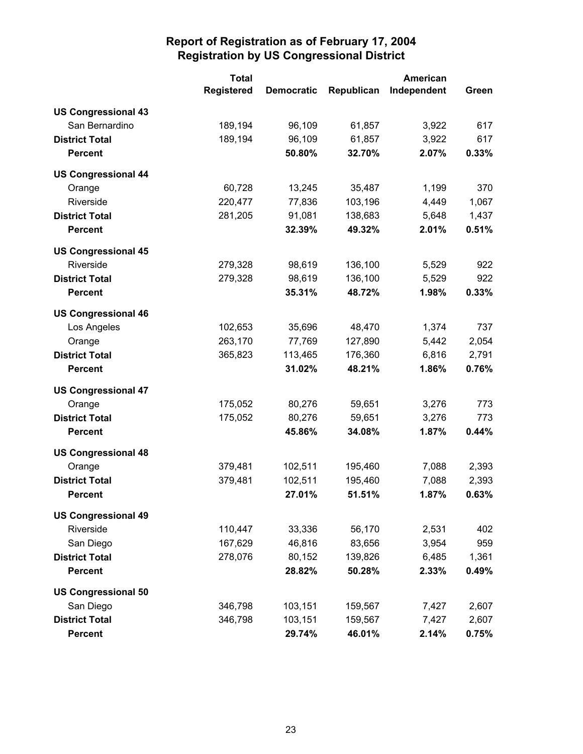## Report of Registration as of February 17, 2004
## Registration by US Congressional District

| | Total Registered | Democratic | Republican | American Independent | Green |
|---|---|---|---|---|---|
| **US Congressional 43** | | | | | |
| San Bernardino | 189,194 | 96,109 | 61,857 | 3,922 | 617 |
| **District Total** | 189,194 | 96,109 | 61,857 | 3,922 | 617 |
| **Percent** | | **50.80%** | **32.70%** | **2.07%** | **0.33%** |
| **US Congressional 44** | | | | | |
| Orange | 60,728 | 13,245 | 35,487 | 1,199 | 370 |
| Riverside | 220,477 | 77,836 | 103,196 | 4,449 | 1,067 |
| **District Total** | 281,205 | 91,081 | 138,683 | 5,648 | 1,437 |
| **Percent** | | **32.39%** | **49.32%** | **2.01%** | **0.51%** |
| **US Congressional 45** | | | | | |
| Riverside | 279,328 | 98,619 | 136,100 | 5,529 | 922 |
| **District Total** | 279,328 | 98,619 | 136,100 | 5,529 | 922 |
| **Percent** | | **35.31%** | **48.72%** | **1.98%** | **0.33%** |
| **US Congressional 46** | | | | | |
| Los Angeles | 102,653 | 35,696 | 48,470 | 1,374 | 737 |
| Orange | 263,170 | 77,769 | 127,890 | 5,442 | 2,054 |
| **District Total** | 365,823 | 113,465 | 176,360 | 6,816 | 2,791 |
| **Percent** | | **31.02%** | **48.21%** | **1.86%** | **0.76%** |
| **US Congressional 47** | | | | | |
| Orange | 175,052 | 80,276 | 59,651 | 3,276 | 773 |
| **District Total** | 175,052 | 80,276 | 59,651 | 3,276 | 773 |
| **Percent** | | **45.86%** | **34.08%** | **1.87%** | **0.44%** |
| **US Congressional 48** | | | | | |
| Orange | 379,481 | 102,511 | 195,460 | 7,088 | 2,393 |
| **District Total** | 379,481 | 102,511 | 195,460 | 7,088 | 2,393 |
| **Percent** | | **27.01%** | **51.51%** | **1.87%** | **0.63%** |
| **US Congressional 49** | | | | | |
| Riverside | 110,447 | 33,336 | 56,170 | 2,531 | 402 |
| San Diego | 167,629 | 46,816 | 83,656 | 3,954 | 959 |
| **District Total** | 278,076 | 80,152 | 139,826 | 6,485 | 1,361 |
| **Percent** | | **28.82%** | **50.28%** | **2.33%** | **0.49%** |
| **US Congressional 50** | | | | | |
| San Diego | 346,798 | 103,151 | 159,567 | 7,427 | 2,607 |
| **District Total** | 346,798 | 103,151 | 159,567 | 7,427 | 2,607 |
| **Percent** | | **29.74%** | **46.01%** | **2.14%** | **0.75%** |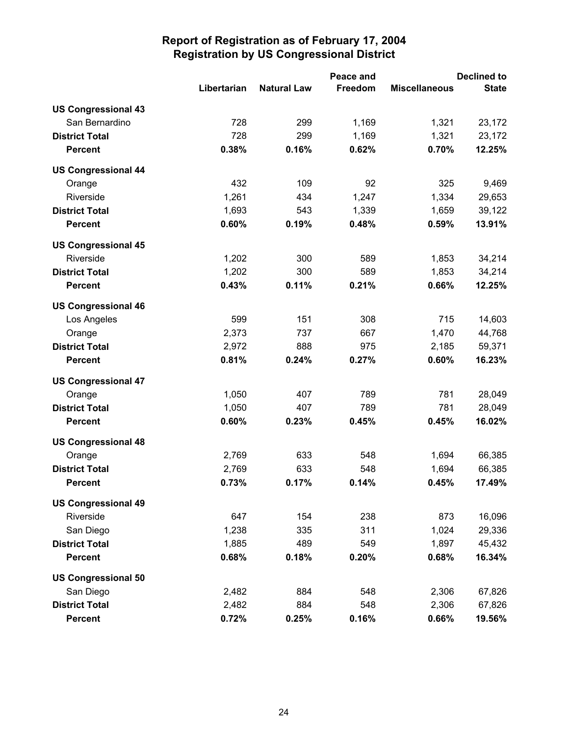# Report of Registration as of February 17, 2004
## Registration by US Congressional District

| | Libertarian | Natural Law | Peace and Freedom | Miscellaneous | Declined to State |
|---|---|---|---|---|---|
| **US Congressional 43** | | | | | |
| San Bernardino | 728 | 299 | 1,169 | 1,321 | 23,172 |
| **District Total** | 728 | 299 | 1,169 | 1,321 | 23,172 |
| **Percent** | **0.38%** | **0.16%** | **0.62%** | **0.70%** | **12.25%** |
| **US Congressional 44** | | | | | |
| Orange | 432 | 109 | 92 | 325 | 9,469 |
| Riverside | 1,261 | 434 | 1,247 | 1,334 | 29,653 |
| **District Total** | 1,693 | 543 | 1,339 | 1,659 | 39,122 |
| **Percent** | **0.60%** | **0.19%** | **0.48%** | **0.59%** | **13.91%** |
| **US Congressional 45** | | | | | |
| Riverside | 1,202 | 300 | 589 | 1,853 | 34,214 |
| **District Total** | 1,202 | 300 | 589 | 1,853 | 34,214 |
| **Percent** | **0.43%** | **0.11%** | **0.21%** | **0.66%** | **12.25%** |
| **US Congressional 46** | | | | | |
| Los Angeles | 599 | 151 | 308 | 715 | 14,603 |
| Orange | 2,373 | 737 | 667 | 1,470 | 44,768 |
| **District Total** | 2,972 | 888 | 975 | 2,185 | 59,371 |
| **Percent** | **0.81%** | **0.24%** | **0.27%** | **0.60%** | **16.23%** |
| **US Congressional 47** | | | | | |
| Orange | 1,050 | 407 | 789 | 781 | 28,049 |
| **District Total** | 1,050 | 407 | 789 | 781 | 28,049 |
| **Percent** | **0.60%** | **0.23%** | **0.45%** | **0.45%** | **16.02%** |
| **US Congressional 48** | | | | | |
| Orange | 2,769 | 633 | 548 | 1,694 | 66,385 |
| **District Total** | 2,769 | 633 | 548 | 1,694 | 66,385 |
| **Percent** | **0.73%** | **0.17%** | **0.14%** | **0.45%** | **17.49%** |
| **US Congressional 49** | | | | | |
| Riverside | 647 | 154 | 238 | 873 | 16,096 |
| San Diego | 1,238 | 335 | 311 | 1,024 | 29,336 |
| **District Total** | 1,885 | 489 | 549 | 1,897 | 45,432 |
| **Percent** | **0.68%** | **0.18%** | **0.20%** | **0.68%** | **16.34%** |
| **US Congressional 50** | | | | | |
| San Diego | 2,482 | 884 | 548 | 2,306 | 67,826 |
| **District Total** | 2,482 | 884 | 548 | 2,306 | 67,826 |
| **Percent** | **0.72%** | **0.25%** | **0.16%** | **0.66%** | **19.56%** |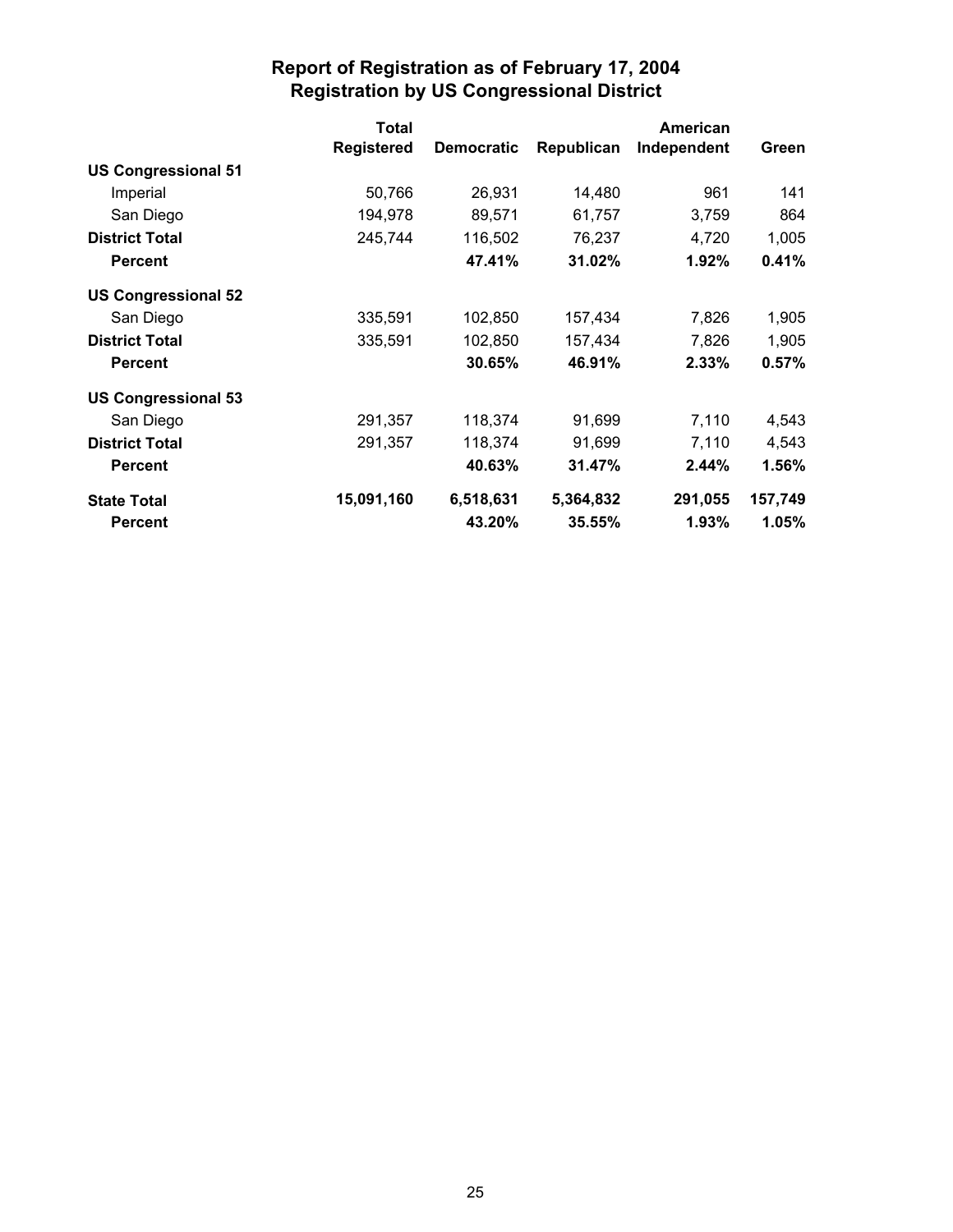## Report of Registration as of February 17, 2004
## Registration by US Congressional District

| | Total Registered | Democratic | Republican | American Independent | Green |
|---|---|---|---|---|---|
| **US Congressional 51** | | | | | |
| Imperial | 50,766 | 26,931 | 14,480 | 961 | 141 |
| San Diego | 194,978 | 89,571 | 61,757 | 3,759 | 864 |
| **District Total** | 245,744 | 116,502 | 76,237 | 4,720 | 1,005 |
| **Percent** | | **47.41%** | **31.02%** | **1.92%** | **0.41%** |
| **US Congressional 52** | | | | | |
| San Diego | 335,591 | 102,850 | 157,434 | 7,826 | 1,905 |
| **District Total** | 335,591 | 102,850 | 157,434 | 7,826 | 1,905 |
| **Percent** | | **30.65%** | **46.91%** | **2.33%** | **0.57%** |
| **US Congressional 53** | | | | | |
| San Diego | 291,357 | 118,374 | 91,699 | 7,110 | 4,543 |
| **District Total** | 291,357 | 118,374 | 91,699 | 7,110 | 4,543 |
| **Percent** | | **40.63%** | **31.47%** | **2.44%** | **1.56%** |
| **State Total** | **15,091,160** | **6,518,631** | **5,364,832** | **291,055** | **157,749** |
| **Percent** | | **43.20%** | **35.55%** | **1.93%** | **1.05%** |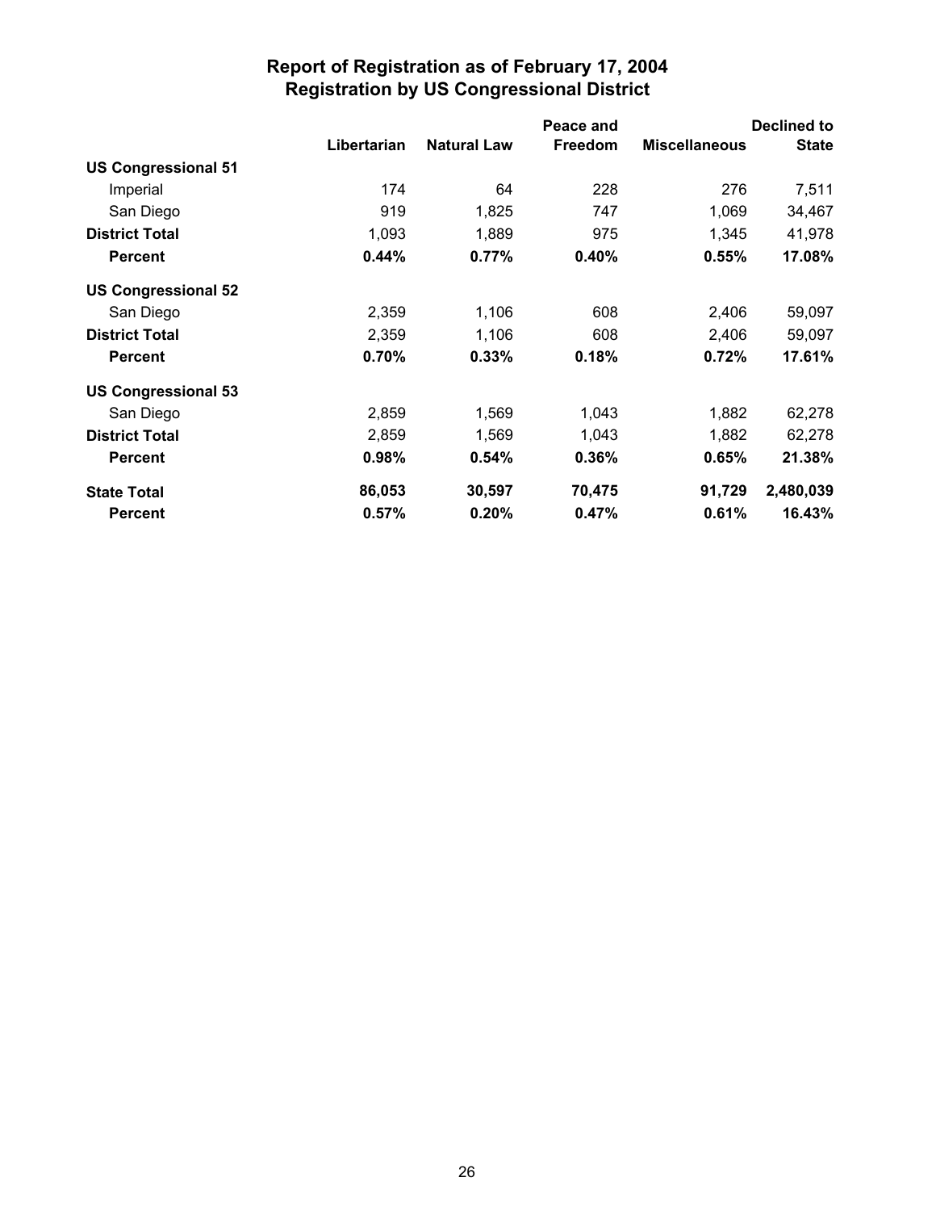## Report of Registration as of February 17, 2004
## Registration by US Congressional District

| | Libertarian | Natural Law | Peace and Freedom | Miscellaneous | Declined to State |
|---|---|---|---|---|---|
| **US Congressional 51** | | | | | |
| Imperial | 174 | 64 | 228 | 276 | 7,511 |
| San Diego | 919 | 1,825 | 747 | 1,069 | 34,467 |
| **District Total** | 1,093 | 1,889 | 975 | 1,345 | 41,978 |
| **Percent** | **0.44%** | **0.77%** | **0.40%** | **0.55%** | **17.08%** |
| **US Congressional 52** | | | | | |
| San Diego | 2,359 | 1,106 | 608 | 2,406 | 59,097 |
| **District Total** | 2,359 | 1,106 | 608 | 2,406 | 59,097 |
| **Percent** | **0.70%** | **0.33%** | **0.18%** | **0.72%** | **17.61%** |
| **US Congressional 53** | | | | | |
| San Diego | 2,859 | 1,569 | 1,043 | 1,882 | 62,278 |
| **District Total** | 2,859 | 1,569 | 1,043 | 1,882 | 62,278 |
| **Percent** | **0.98%** | **0.54%** | **0.36%** | **0.65%** | **21.38%** |
| **State Total** | **86,053** | **30,597** | **70,475** | **91,729** | **2,480,039** |
| **Percent** | **0.57%** | **0.20%** | **0.47%** | **0.61%** | **16.43%** |